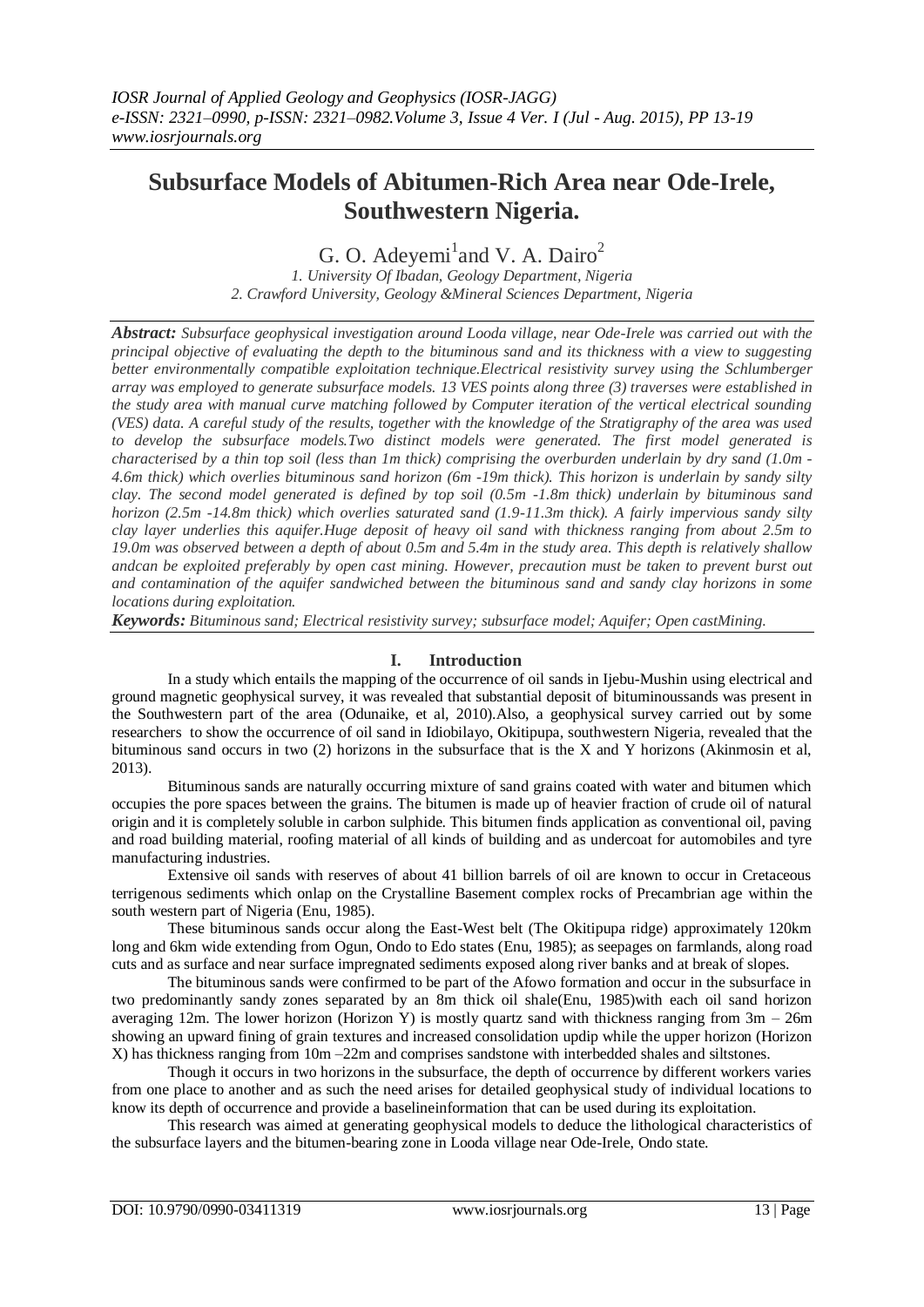# Subsurface Models of Abitumen-Rich Area near Ode-Irele, Southwestern Nigeria.

G. O. Adeyemi[1] and V. A. Dairo[2]

*1. University Of Ibadan, Geology Department, Nigeria*
*2. Crawford University, Geology &Mineral Sciences Department, Nigeria*

***Abstract:*** *Subsurface geophysical investigation around Looda village, near Ode-Irele was carried out with the principal objective of evaluating the depth to the bituminous sand and its thickness with a view to suggesting better environmentally compatible exploitation technique.Electrical resistivity survey using the Schlumberger array was employed to generate subsurface models. 13 VES points along three (3) traverses were established in the study area with manual curve matching followed by Computer iteration of the vertical electrical sounding (VES) data. A careful study of the results, together with the knowledge of the Stratigraphy of the area was used to develop the subsurface models.Two distinct models were generated. The first model generated is characterised by a thin top soil (less than 1m thick) comprising the overburden underlain by dry sand (1.0m - 4.6m thick) which overlies bituminous sand horizon (6m -19m thick). This horizon is underlain by sandy silty clay. The second model generated is defined by top soil (0.5m -1.8m thick) underlain by bituminous sand horizon (2.5m -14.8m thick) which overlies saturated sand (1.9-11.3m thick). A fairly impervious sandy silty clay layer underlies this aquifer.Huge deposit of heavy oil sand with thickness ranging from about 2.5m to 19.0m was observed between a depth of about 0.5m and 5.4m in the study area. This depth is relatively shallow andcan be exploited preferably by open cast mining. However, precaution must be taken to prevent burst out and contamination of the aquifer sandwiched between the bituminous sand and sandy clay horizons in some locations during exploitation.*

***Keywords:*** *Bituminous sand; Electrical resistivity survey; subsurface model; Aquifer; Open castMining.*

## I. Introduction

In a study which entails the mapping of the occurrence of oil sands in Ijebu-Mushin using electrical and ground magnetic geophysical survey, it was revealed that substantial deposit of bituminoussands was present in the Southwestern part of the area (Odunaike, et al, 2010).Also, a geophysical survey carried out by some researchers to show the occurrence of oil sand in Idiobilayo, Okitipupa, southwestern Nigeria, revealed that the bituminous sand occurs in two (2) horizons in the subsurface that is the X and Y horizons (Akinmosin et al, 2013).

Bituminous sands are naturally occurring mixture of sand grains coated with water and bitumen which occupies the pore spaces between the grains. The bitumen is made up of heavier fraction of crude oil of natural origin and it is completely soluble in carbon sulphide. This bitumen finds application as conventional oil, paving and road building material, roofing material of all kinds of building and as undercoat for automobiles and tyre manufacturing industries.

Extensive oil sands with reserves of about 41 billion barrels of oil are known to occur in Cretaceous terrigenous sediments which onlap on the Crystalline Basement complex rocks of Precambrian age within the south western part of Nigeria (Enu, 1985).

These bituminous sands occur along the East-West belt (The Okitipupa ridge) approximately 120km long and 6km wide extending from Ogun, Ondo to Edo states (Enu, 1985); as seepages on farmlands, along road cuts and as surface and near surface impregnated sediments exposed along river banks and at break of slopes.

The bituminous sands were confirmed to be part of the Afowo formation and occur in the subsurface in two predominantly sandy zones separated by an 8m thick oil shale(Enu, 1985)with each oil sand horizon averaging 12m. The lower horizon (Horizon Y) is mostly quartz sand with thickness ranging from 3m – 26m showing an upward fining of grain textures and increased consolidation updip while the upper horizon (Horizon X) has thickness ranging from 10m –22m and comprises sandstone with interbedded shales and siltstones.

Though it occurs in two horizons in the subsurface, the depth of occurrence by different workers varies from one place to another and as such the need arises for detailed geophysical study of individual locations to know its depth of occurrence and provide a baselineinformation that can be used during its exploitation.

This research was aimed at generating geophysical models to deduce the lithological characteristics of the subsurface layers and the bitumen-bearing zone in Looda village near Ode-Irele, Ondo state.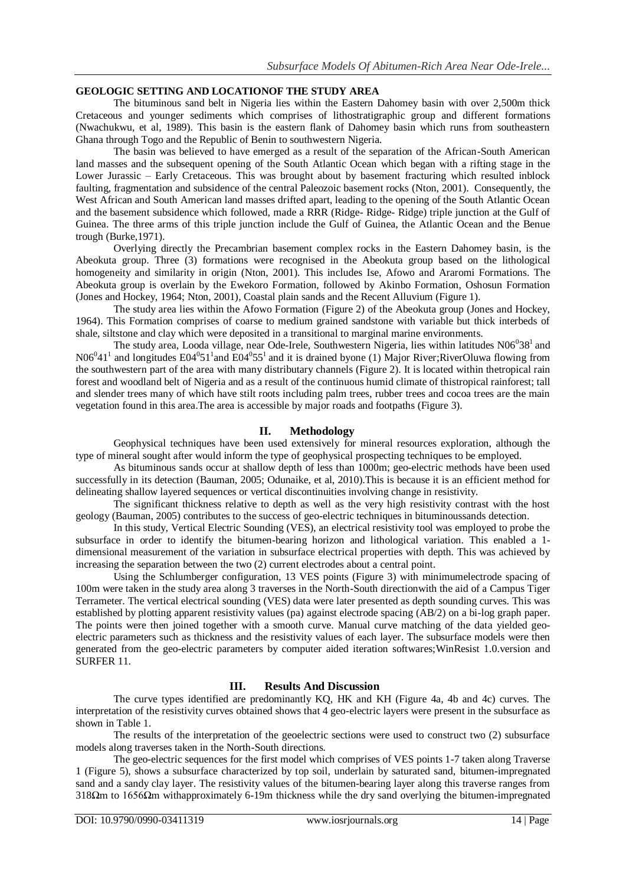**GEOLOGIC SETTING AND LOCATIONOF THE STUDY AREA**

The bituminous sand belt in Nigeria lies within the Eastern Dahomey basin with over 2,500m thick Cretaceous and younger sediments which comprises of lithostratigraphic group and different formations (Nwachukwu, et al, 1989). This basin is the eastern flank of Dahomey basin which runs from southeastern Ghana through Togo and the Republic of Benin to southwestern Nigeria.

The basin was believed to have emerged as a result of the separation of the African-South American land masses and the subsequent opening of the South Atlantic Ocean which began with a rifting stage in the Lower Jurassic – Early Cretaceous. This was brought about by basement fracturing which resulted inblock faulting, fragmentation and subsidence of the central Paleozoic basement rocks (Nton, 2001). Consequently, the West African and South American land masses drifted apart, leading to the opening of the South Atlantic Ocean and the basement subsidence which followed, made a RRR (Ridge- Ridge- Ridge) triple junction at the Gulf of Guinea. The three arms of this triple junction include the Gulf of Guinea, the Atlantic Ocean and the Benue trough (Burke,1971).

Overlying directly the Precambrian basement complex rocks in the Eastern Dahomey basin, is the Abeokuta group. Three (3) formations were recognised in the Abeokuta group based on the lithological homogeneity and similarity in origin (Nton, 2001). This includes Ise, Afowo and Araromi Formations. The Abeokuta group is overlain by the Ewekoro Formation, followed by Akinbo Formation, Oshosun Formation (Jones and Hockey, 1964; Nton, 2001), Coastal plain sands and the Recent Alluvium (Figure 1).

The study area lies within the Afowo Formation (Figure 2) of the Abeokuta group (Jones and Hockey, 1964). This Formation comprises of coarse to medium grained sandstone with variable but thick interbeds of shale, siltstone and clay which were deposited in a transitional to marginal marine environments.

The study area, Looda village, near Ode-Irele, Southwestern Nigeria, lies within latitudes N06$^0$38$^1$ and N06$^0$41$^1$ and longitudes E04$^0$51$^1$and E04$^0$55$^1$ and it is drained byone (1) Major River;RiverOluwa flowing from the southwestern part of the area with many distributary channels (Figure 2). It is located within thetropical rain forest and woodland belt of Nigeria and as a result of the continuous humid climate of thistropical rainforest; tall and slender trees many of which have stilt roots including palm trees, rubber trees and cocoa trees are the main vegetation found in this area.The area is accessible by major roads and footpaths (Figure 3).

## II. Methodology

Geophysical techniques have been used extensively for mineral resources exploration, although the type of mineral sought after would inform the type of geophysical prospecting techniques to be employed.

As bituminous sands occur at shallow depth of less than 1000m; geo-electric methods have been used successfully in its detection (Bauman, 2005; Odunaike, et al, 2010).This is because it is an efficient method for delineating shallow layered sequences or vertical discontinuities involving change in resistivity.

The significant thickness relative to depth as well as the very high resistivity contrast with the host geology (Bauman, 2005) contributes to the success of geo-electric techniques in bituminoussands detection.

In this study, Vertical Electric Sounding (VES), an electrical resistivity tool was employed to probe the subsurface in order to identify the bitumen-bearing horizon and lithological variation. This enabled a 1-dimensional measurement of the variation in subsurface electrical properties with depth. This was achieved by increasing the separation between the two (2) current electrodes about a central point.

Using the Schlumberger configuration, 13 VES points (Figure 3) with minimumelectrode spacing of 100m were taken in the study area along 3 traverses in the North-South directionwith the aid of a Campus Tiger Terrameter. The vertical electrical sounding (VES) data were later presented as depth sounding curves. This was established by plotting apparent resistivity values (ρa) against electrode spacing (AB/2) on a bi-log graph paper. The points were then joined together with a smooth curve. Manual curve matching of the data yielded geo-electric parameters such as thickness and the resistivity values of each layer. The subsurface models were then generated from the geo-electric parameters by computer aided iteration softwares;WinResist 1.0.version and SURFER 11.

## III. Results And Discussion

The curve types identified are predominantly KQ, HK and KH (Figure 4a, 4b and 4c) curves. The interpretation of the resistivity curves obtained shows that 4 geo-electric layers were present in the subsurface as shown in Table 1.

The results of the interpretation of the geoelectric sections were used to construct two (2) subsurface models along traverses taken in the North-South directions.

The geo-electric sequences for the first model which comprises of VES points 1-7 taken along Traverse 1 (Figure 5), shows a subsurface characterized by top soil, underlain by saturated sand, bitumen-impregnated sand and a sandy clay layer. The resistivity values of the bitumen-bearing layer along this traverse ranges from 318Ωm to 1656Ωm withapproximately 6-19m thickness while the dry sand overlying the bitumen-impregnated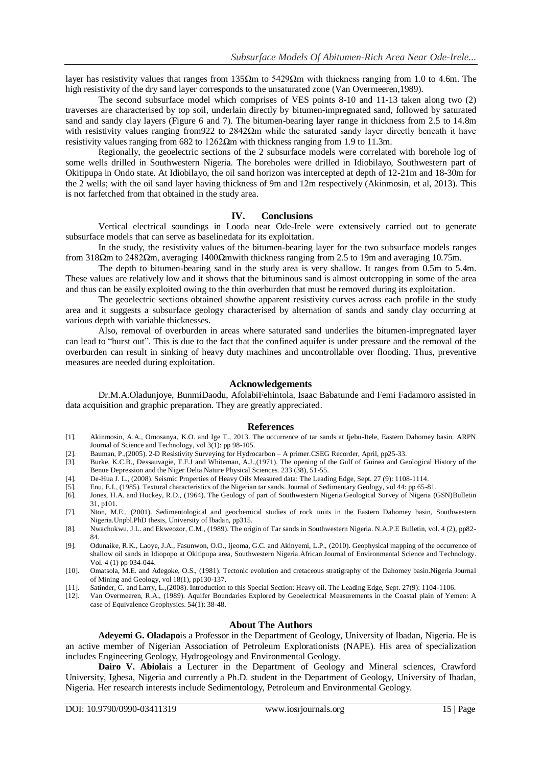layer has resistivity values that ranges from 135Ωm to 5429Ωm with thickness ranging from 1.0 to 4.6m. The high resistivity of the dry sand layer corresponds to the unsaturated zone (Van Overmeeren,1989).

The second subsurface model which comprises of VES points 8-10 and 11-13 taken along two (2) traverses are characterised by top soil, underlain directly by bitumen-impregnated sand, followed by saturated sand and sandy clay layers (Figure 6 and 7). The bitumen-bearing layer range in thickness from 2.5 to 14.8m with resistivity values ranging from922 to 2842Ωm while the saturated sandy layer directly beneath it have resistivity values ranging from 682 to 1262Ωm with thickness ranging from 1.9 to 11.3m.

Regionally, the geoelectric sections of the 2 subsurface models were correlated with borehole log of some wells drilled in Southwestern Nigeria. The boreholes were drilled in Idiobilayo, Southwestern part of Okitipupa in Ondo state. At Idiobilayo, the oil sand horizon was intercepted at depth of 12-21m and 18-30m for the 2 wells; with the oil sand layer having thickness of 9m and 12m respectively (Akinmosin, et al, 2013). This is not farfetched from that obtained in the study area.

## IV. Conclusions

Vertical electrical soundings in Looda near Ode-Irele were extensively carried out to generate subsurface models that can serve as baselinedata for its exploitation.

In the study, the resistivity values of the bitumen-bearing layer for the two subsurface models ranges from 318Ωm to 2482Ωm, averaging 1400Ωmwith thickness ranging from 2.5 to 19m and averaging 10.75m.

The depth to bitumen-bearing sand in the study area is very shallow. It ranges from 0.5m to 5.4m. These values are relatively low and it shows that the bituminous sand is almost outcropping in some of the area and thus can be easily exploited owing to the thin overburden that must be removed during its exploitation.

The geoelectric sections obtained showthe apparent resistivity curves across each profile in the study area and it suggests a subsurface geology characterised by alternation of sands and sandy clay occurring at various depth with variable thicknesses.

Also, removal of overburden in areas where saturated sand underlies the bitumen-impregnated layer can lead to "burst out". This is due to the fact that the confined aquifer is under pressure and the removal of the overburden can result in sinking of heavy duty machines and uncontrollable over flooding. Thus, preventive measures are needed during exploitation.

## Acknowledgements

Dr.M.A.Oladunjoye, BunmiDaodu, AfolabiFehintola, Isaac Babatunde and Femi Fadamoro assisted in data acquisition and graphic preparation. They are greatly appreciated.

## References

[1]. Akinmosin, A.A., Omosanya, K.O. and Ige T., 2013. The occurrence of tar sands at Ijebu-Itele, Eastern Dahomey basin. ARPN Journal of Science and Technology, vol 3(1): pp 98-105.
[2]. Bauman, P.,(2005). 2-D Resistivity Surveying for Hydrocarbon – A primer.CSEG Recorder, April, pp25-33.
[3]. Burke, K.C.B., Dessauvagie, T.F.J and Whiteman, A.J.,(1971). The opening of the Gulf of Guinea and Geological History of the Benue Depression and the Niger Delta.Nature Physical Sciences. 233 (38), 51-55.
[4]. De-Hua J. L., (2008). Seismic Properties of Heavy Oils Measured data: The Leading Edge, Sept. 27 (9): 1108-1114.
[5]. Enu, E.I., (1985). Textural characteristics of the Nigerian tar sands. Journal of Sedimentary Geology, vol 44: pp 65-81.
[6]. Jones, H.A. and Hockey, R.D., (1964). The Geology of part of Southwestern Nigeria.Geological Survey of Nigeria (GSN)Bulletin 31, p101.
[7]. Nton, M.E., (2001). Sedimentological and geochemical studies of rock units in the Eastern Dahomey basin, Southwestern Nigeria.Unpbl.PhD thesis, University of Ibadan, pp315.
[8]. Nwachukwu, J.L. and Ekweozor, C.M., (1989). The origin of Tar sands in Southwestern Nigeria. N.A.P.E Bulletin, vol. 4 (2), pp82-84.
[9]. Odunaike, R.K., Laoye, J.A., Fasunwon, O.O., Ijeoma, G.C. and Akinyemi, L.P., (2010). Geophysical mapping of the occurrence of shallow oil sands in Idiopopo at Okitipupa area, Southwestern Nigeria.African Journal of Environmental Science and Technology. Vol. 4 (1) pp 034-044.
[10]. Omatsola, M.E. and Adegoke, O.S., (1981). Tectonic evolution and cretaceous stratigraphy of the Dahomey basin.Nigeria Journal of Mining and Geology, vol 18(1), pp130-137.
[11]. Satinder, C. and Larry, L.,(2008). Introduction to this Special Section: Heavy oil. The Leading Edge, Sept. 27(9): 1104-1106.
[12]. Van Overmeeren, R.A., (1989). Aquifer Boundaries Explored by Geoelectrical Measurements in the Coastal plain of Yemen: A case of Equivalence Geophysics. 54(1): 38-48.

## About The Authors

**Adeyemi G. Oladapo**is a Professor in the Department of Geology, University of Ibadan, Nigeria. He is an active member of Nigerian Association of Petroleum Explorationists (NAPE). His area of specialization includes Engineering Geology, Hydrogeology and Environmental Geology.

**Dairo V. Abiola**is a Lecturer in the Department of Geology and Mineral sciences, Crawford University, Igbesa, Nigeria and currently a Ph.D. student in the Department of Geology, University of Ibadan, Nigeria. Her research interests include Sedimentology, Petroleum and Environmental Geology.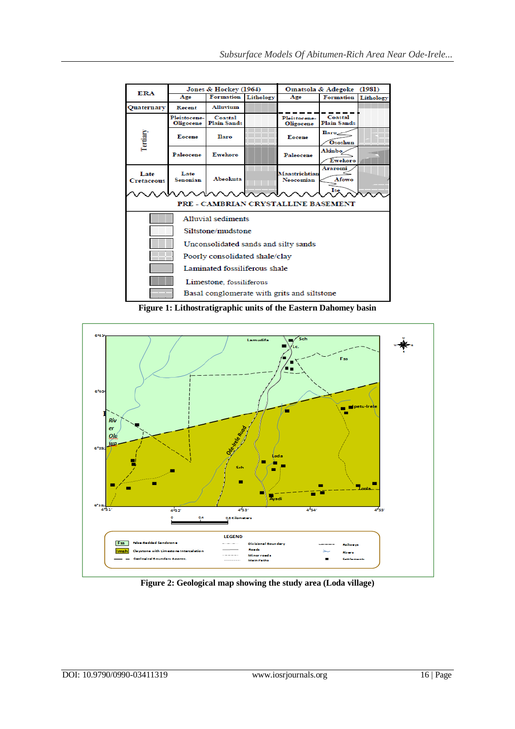| ERA | Jones & Hockey (1964) | | | Omatsola & Adegoke (1981) | | |
|---|---|---|---|---|---|---|
| | Age | Formation | Lithology | Age | Formation | Lithology |
| Quaternary | Recent | Alluvium | | | | |
| Tertiary | Pleistocene-Oligocene | Coastal Plain Sands | | Pleistocene-Oligocene | Coastal Plain Sands | |
| | Eocene | Ilaro | | Eocene | Ilaro / Ososhun | |
| | Paleocene | Ewekoro | | Paleocene | Akinbo / Ewekoro | |
| Late Cretaceous | Late Senonian | Abeokuta | | Maastrichtian Neocomian | Araromi / Afowo / Ise | |
| PRE - CAMBRIAN CRYSTALLINE BASEMENT | | | | | | |

Legend:
- Alluvial sediments
- Siltstone/mudstone
- Unconsolidated sands and silty sands
- Poorly consolidated shale/clay
- Laminated fossiliferous shale
- Limestone, fossiliferous
- Basal conglomerate with grits and siltstone

**Figure 1: Lithostratigraphic units of the Eastern Dahomey basin**

**Figure 2: Geological map showing the study area (Loda village)**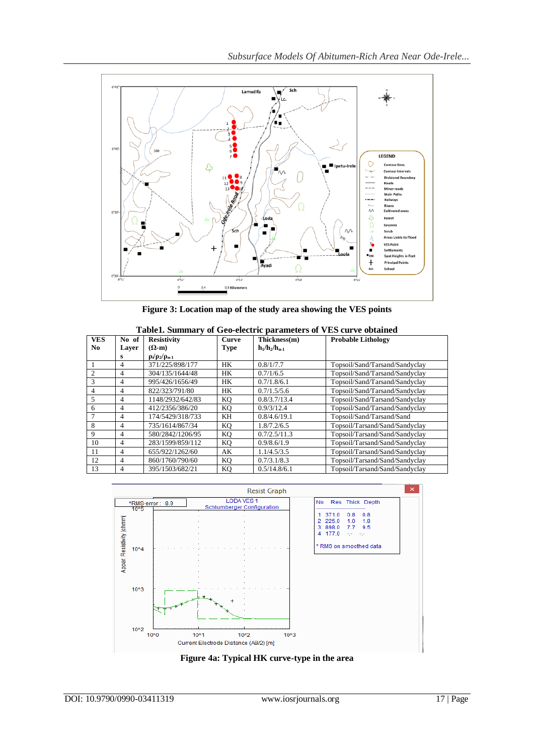Figure 3: Location map of the study area showing the VES points

**Table1. Summary of Geo-electric parameters of VES curve obtained**

| VES No | No of Layers | Resistivity (Ω-m) $\rho_i/\rho_2/\rho_{n-1}$ | Curve Type | Thickness(m) $h_1/h_2/h_{n-1}$ | Probable Lithology |
|---|---|---|---|---|---|
| 1 | 4 | 371/225/898/177 | HK | 0.8/1/7.7 | Topsoil/Sand/Tarsand/Sandyclay |
| 2 | 4 | 304/135/1644/48 | HK | 0.7/1/6.5 | Topsoil/Sand/Tarsand/Sandyclay |
| 3 | 4 | 995/426/1656/49 | HK | 0.7/1.8/6.1 | Topsoil/Sand/Tarsand/Sandyclay |
| 4 | 4 | 822/323/791/80 | HK | 0.7/1.5/5.6 | Topsoil/Sand/Tarsand/Sandyclay |
| 5 | 4 | 1148/2932/642/83 | KQ | 0.8/3.7/13.4 | Topsoil/Sand/Tarsand/Sandyclay |
| 6 | 4 | 412/2356/386/20 | KQ | 0.9/3/12.4 | Topsoil/Sand/Tarsand/Sandyclay |
| 7 | 4 | 174/5429/318/733 | KH | 0.8/4.6/19.1 | Topsoil/Sand/Tarsand/Sand |
| 8 | 4 | 735/1614/867/34 | KQ | 1.8/7.2/6.5 | Topsoil/Tarsand/Sand/Sandyclay |
| 9 | 4 | 580/2842/1206/95 | KQ | 0.7/2.5/11.3 | Topsoil/Tarsand/Sand/Sandyclay |
| 10 | 4 | 283/1599/859/112 | KQ | 0.9/8.6/1.9 | Topsoil/Tarsand/Sand/Sandyclay |
| 11 | 4 | 655/922/1262/60 | AK | 1.1/4.5/3.5 | Topsoil/Tarsand/Sand/Sandyclay |
| 12 | 4 | 860/1760/790/60 | KQ | 0.7/3.1/8.3 | Topsoil/Tarsand/Sand/Sandyclay |
| 13 | 4 | 395/1503/682/21 | KQ | 0.5/14.8/6.1 | Topsoil/Tarsand/Sand/Sandyclay |

Figure 4a: Typical HK curve-type in the area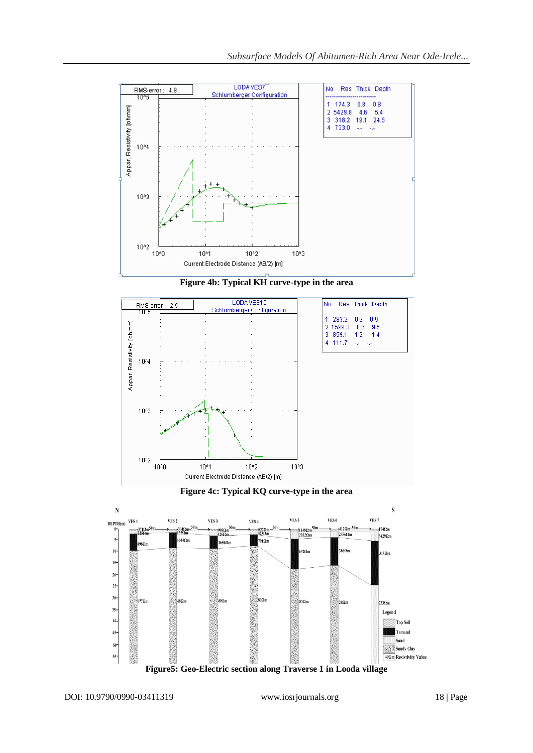| No | Res | Thick | Depth |
|---|---|---|---|
| 1 | 174.3 | 0.8 | 0.8 |
| 2 | 5429.8 | 4.6 | 5.4 |
| 3 | 318.2 | 19.1 | 24.5 |
| 4 | 733.0 | -.- | -.- |

**Figure 4b: Typical KH curve-type in the area**

| No | Res | Thick | Depth |
|---|---|---|---|
| 1 | 283.2 | 0.9 | 0.9 |
| 2 | 1599.3 | 8.6 | 9.5 |
| 3 | 859.1 | 1.9 | 11.4 |
| 4 | 111.7 | -.- | -.- |

**Figure 4c: Typical KQ curve-type in the area**

**Figure5: Geo-Electric section along Traverse 1 in Looda village**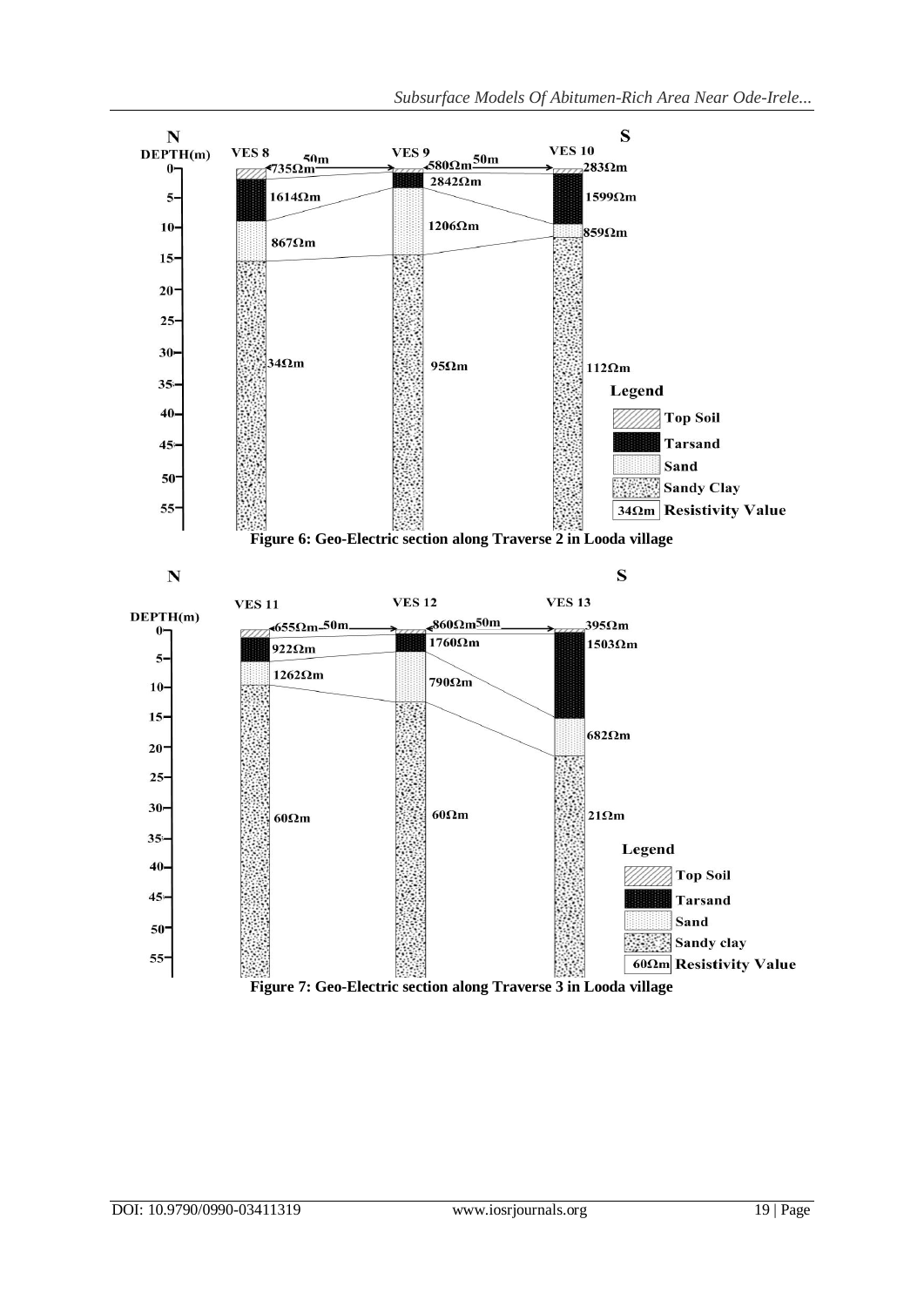N S

DEPTH(m)

VES 8 VES 9 VES 10

50m 50m

735Ωm 580Ωm 283Ωm

1614Ωm 2842Ωm 1599Ωm

1206Ωm

867Ωm 859Ωm

34Ωm 95Ωm 112Ωm

0 5 10 15 20 25 30 35 40 45 50 55

Legend

Top Soil

Tarsand

Sand

Sandy Clay

34Ωm Resistivity Value

**Figure 6: Geo-Electric section along Traverse 2 in Looda village**

N S

DEPTH(m)

VES 11 VES 12 VES 13

50m 50m

655Ωm 860Ωm 395Ωm

922Ωm 1760Ωm 1503Ωm

1262Ωm 790Ωm

682Ωm

60Ωm 60Ωm 21Ωm

0 5 10 15 20 25 30 35 40 45 50 55

Legend

Top Soil

Tarsand

Sand

Sandy clay

60Ωm Resistivity Value

**Figure 7: Geo-Electric section along Traverse 3 in Looda village**